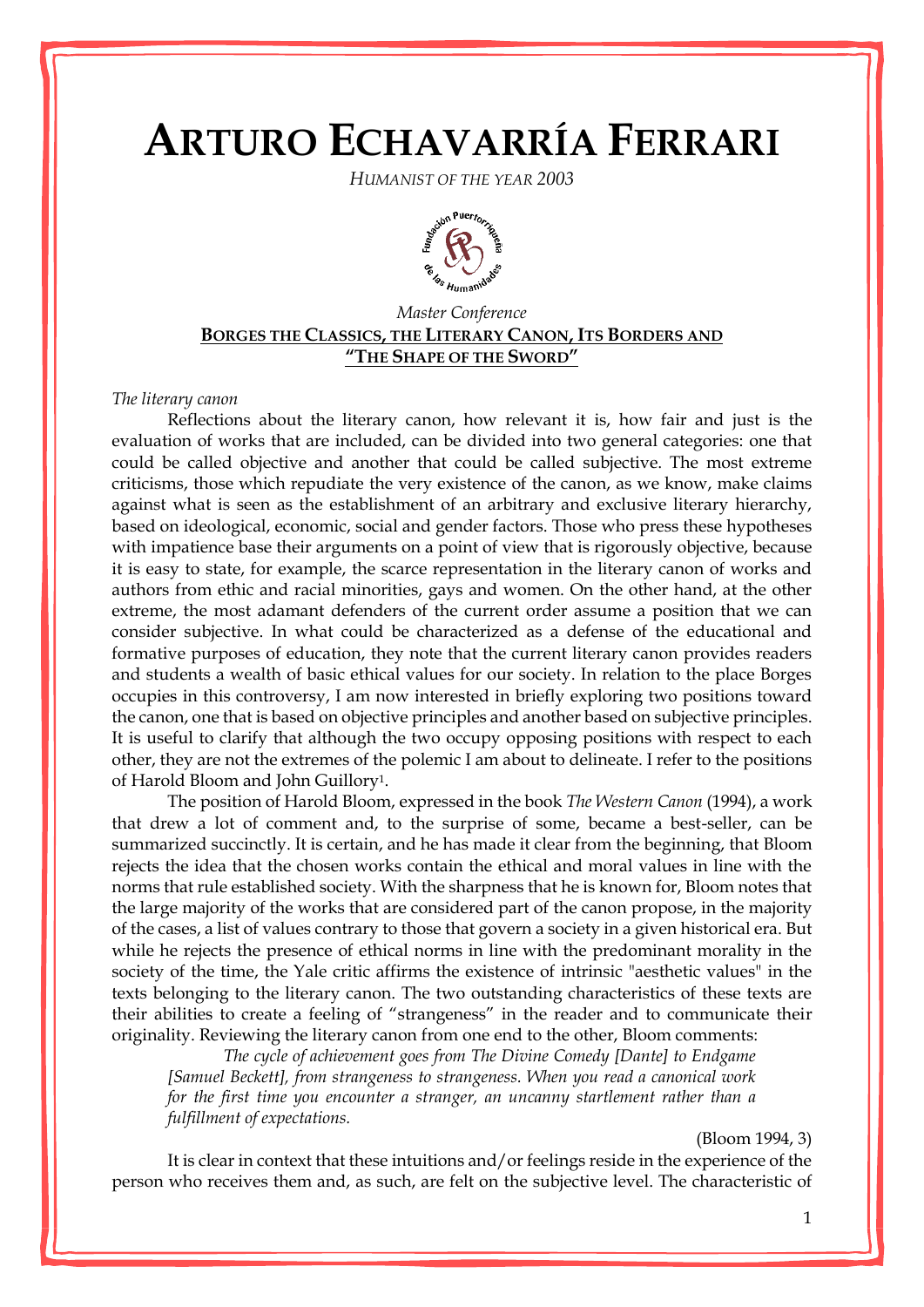# ARTURO ECHAVARRÍA FERRARI

*HUMANIST OF THE YEAR 2003*

*Master Conference*

## BORGES THE CLASSICS, THE LITERARY CANON, ITS BORDERS AND "THE SHAPE OF THE SWORD"

*The literary canon*

Reflections about the literary canon, how relevant it is, how fair and just is the evaluation of works that are included, can be divided into two general categories: one that could be called objective and another that could be called subjective. The most extreme criticisms, those which repudiate the very existence of the canon, as we know, make claims against what is seen as the establishment of an arbitrary and exclusive literary hierarchy, based on ideological, economic, social and gender factors. Those who press these hypotheses with impatience base their arguments on a point of view that is rigorously objective, because it is easy to state, for example, the scarce representation in the literary canon of works and authors from ethic and racial minorities, gays and women. On the other hand, at the other extreme, the most adamant defenders of the current order assume a position that we can consider subjective. In what could be characterized as a defense of the educational and formative purposes of education, they note that the current literary canon provides readers and students a wealth of basic ethical values for our society. In relation to the place Borges occupies in this controversy, I am now interested in briefly exploring two positions toward the canon, one that is based on objective principles and another based on subjective principles. It is useful to clarify that although the two occupy opposing positions with respect to each other, they are not the extremes of the polemic I am about to delineate. I refer to the positions of Harold Bloom and John Guillory[1].

The position of Harold Bloom, expressed in the book *The Western Canon* (1994), a work that drew a lot of comment and, to the surprise of some, became a best-seller, can be summarized succinctly. It is certain, and he has made it clear from the beginning, that Bloom rejects the idea that the chosen works contain the ethical and moral values in line with the norms that rule established society. With the sharpness that he is known for, Bloom notes that the large majority of the works that are considered part of the canon propose, in the majority of the cases, a list of values contrary to those that govern a society in a given historical era. But while he rejects the presence of ethical norms in line with the predominant morality in the society of the time, the Yale critic affirms the existence of intrinsic "aesthetic values" in the texts belonging to the literary canon. The two outstanding characteristics of these texts are their abilities to create a feeling of "strangeness" in the reader and to communicate their originality. Reviewing the literary canon from one end to the other, Bloom comments:

> *The cycle of achievement goes from The Divine Comedy [Dante] to Endgame [Samuel Beckett], from strangeness to strangeness. When you read a canonical work for the first time you encounter a stranger, an uncanny startlement rather than a fulfillment of expectations.*
>
> (Bloom 1994, 3)

It is clear in context that these intuitions and/or feelings reside in the experience of the person who receives them and, as such, are felt on the subjective level. The characteristic of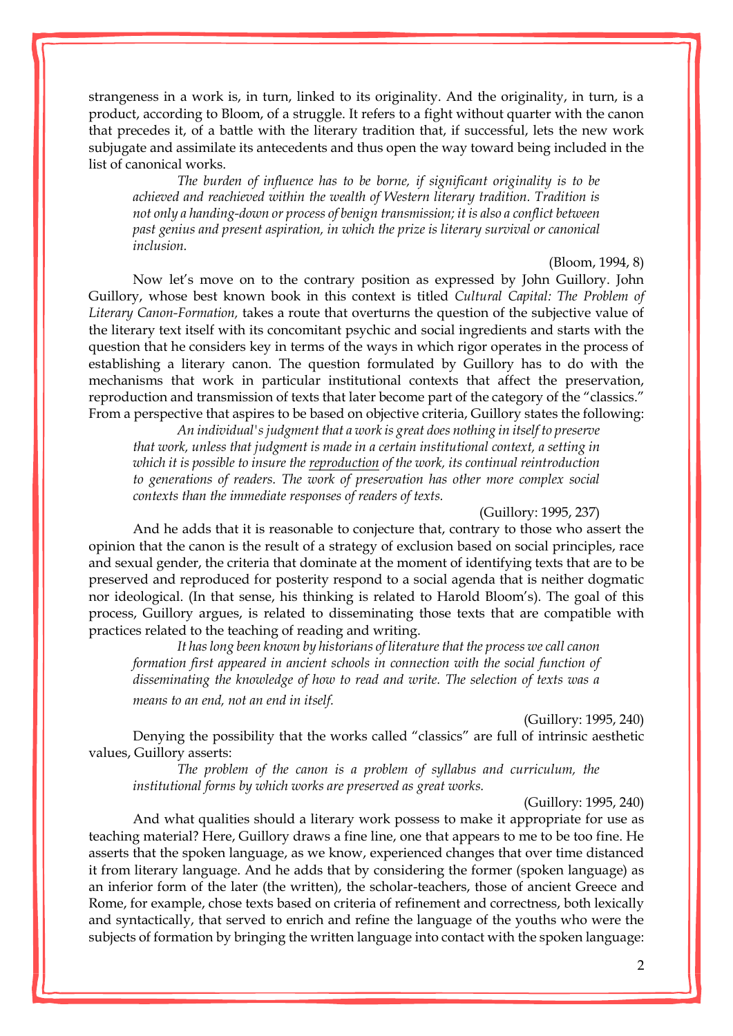strangeness in a work is, in turn, linked to its originality. And the originality, in turn, is a product, according to Bloom, of a struggle. It refers to a fight without quarter with the canon that precedes it, of a battle with the literary tradition that, if successful, lets the new work subjugate and assimilate its antecedents and thus open the way toward being included in the list of canonical works.

> *The burden of influence has to be borne, if significant originality is to be achieved and reachieved within the wealth of Western literary tradition. Tradition is not only a handing-down or process of benign transmission; it is also a conflict between past genius and present aspiration, in which the prize is literary survival or canonical inclusion.*
>
> (Bloom, 1994, 8)

Now let's move on to the contrary position as expressed by John Guillory. John Guillory, whose best known book in this context is titled *Cultural Capital: The Problem of Literary Canon-Formation,* takes a route that overturns the question of the subjective value of the literary text itself with its concomitant psychic and social ingredients and starts with the question that he considers key in terms of the ways in which rigor operates in the process of establishing a literary canon. The question formulated by Guillory has to do with the mechanisms that work in particular institutional contexts that affect the preservation, reproduction and transmission of texts that later become part of the category of the "classics." From a perspective that aspires to be based on objective criteria, Guillory states the following:

> *An individual's judgment that a work is great does nothing in itself to preserve that work, unless that judgment is made in a certain institutional context, a setting in which it is possible to insure the reproduction of the work, its continual reintroduction to generations of readers. The work of preservation has other more complex social contexts than the immediate responses of readers of texts.*
>
> (Guillory: 1995, 237)

And he adds that it is reasonable to conjecture that, contrary to those who assert the opinion that the canon is the result of a strategy of exclusion based on social principles, race and sexual gender, the criteria that dominate at the moment of identifying texts that are to be preserved and reproduced for posterity respond to a social agenda that is neither dogmatic nor ideological. (In that sense, his thinking is related to Harold Bloom's). The goal of this process, Guillory argues, is related to disseminating those texts that are compatible with practices related to the teaching of reading and writing.

> *It has long been known by historians of literature that the process we call canon formation first appeared in ancient schools in connection with the social function of disseminating the knowledge of how to read and write. The selection of texts was a means to an end, not an end in itself.*
>
> (Guillory: 1995, 240)

Denying the possibility that the works called "classics" are full of intrinsic aesthetic values, Guillory asserts:

> *The problem of the canon is a problem of syllabus and curriculum, the institutional forms by which works are preserved as great works.*
>
> (Guillory: 1995, 240)

And what qualities should a literary work possess to make it appropriate for use as teaching material? Here, Guillory draws a fine line, one that appears to me to be too fine. He asserts that the spoken language, as we know, experienced changes that over time distanced it from literary language. And he adds that by considering the former (spoken language) as an inferior form of the later (the written), the scholar-teachers, those of ancient Greece and Rome, for example, chose texts based on criteria of refinement and correctness, both lexically and syntactically, that served to enrich and refine the language of the youths who were the subjects of formation by bringing the written language into contact with the spoken language: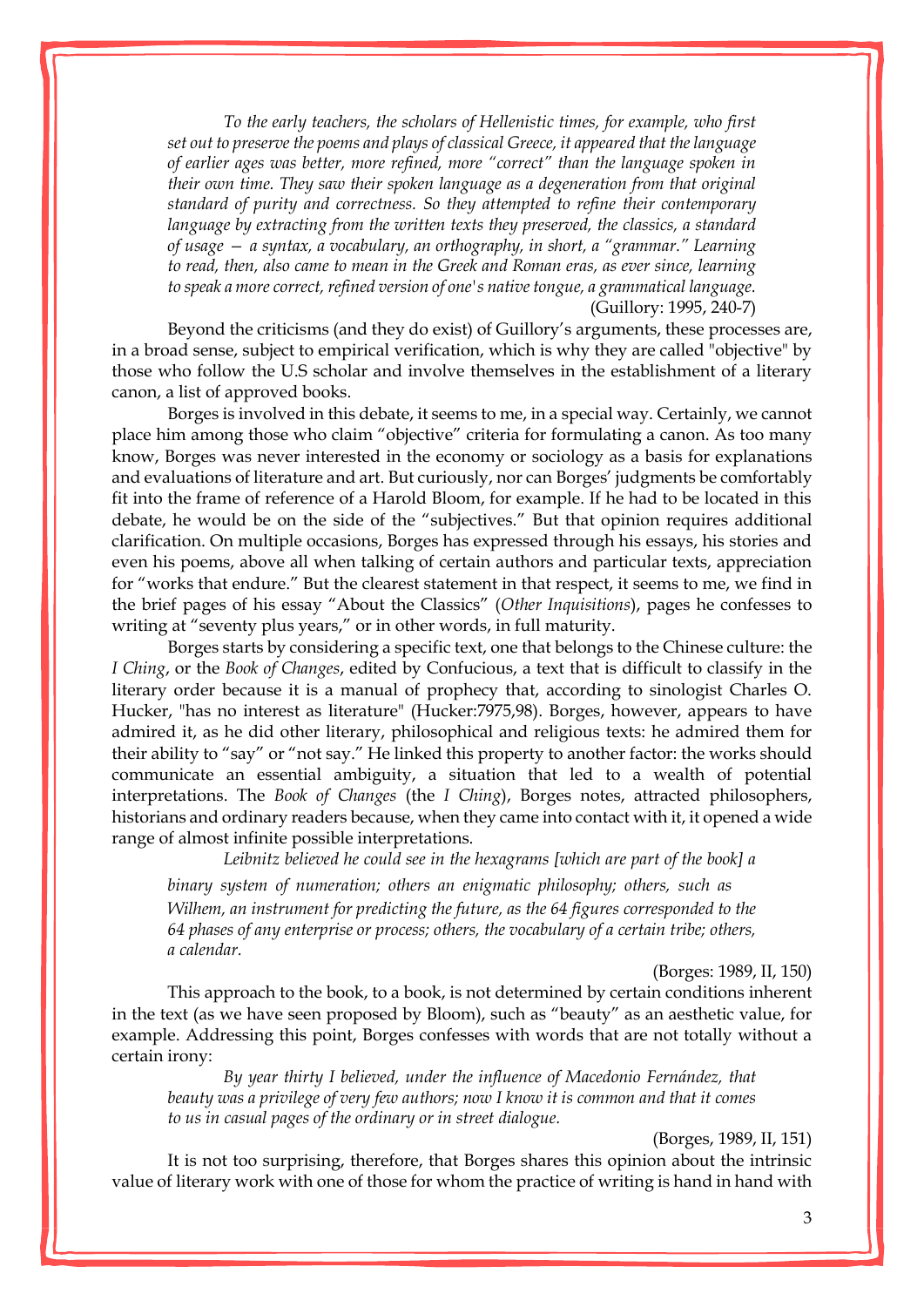*To the early teachers, the scholars of Hellenistic times, for example, who first set out to preserve the poems and plays of classical Greece, it appeared that the language of earlier ages was better, more refined, more "correct" than the language spoken in their own time. They saw their spoken language as a degeneration from that original standard of purity and correctness. So they attempted to refine their contemporary language by extracting from the written texts they preserved, the classics, a standard of usage — a syntax, a vocabulary, an orthography, in short, a "grammar." Learning to read, then, also came to mean in the Greek and Roman eras, as ever since, learning to speak a more correct, refined version of one's native tongue, a grammatical language.*

(Guillory: 1995, 240-7)

Beyond the criticisms (and they do exist) of Guillory's arguments, these processes are, in a broad sense, subject to empirical verification, which is why they are called "objective" by those who follow the U.S scholar and involve themselves in the establishment of a literary canon, a list of approved books.

Borges is involved in this debate, it seems to me, in a special way. Certainly, we cannot place him among those who claim "objective" criteria for formulating a canon. As too many know, Borges was never interested in the economy or sociology as a basis for explanations and evaluations of literature and art. But curiously, nor can Borges' judgments be comfortably fit into the frame of reference of a Harold Bloom, for example. If he had to be located in this debate, he would be on the side of the "subjectives." But that opinion requires additional clarification. On multiple occasions, Borges has expressed through his essays, his stories and even his poems, above all when talking of certain authors and particular texts, appreciation for "works that endure." But the clearest statement in that respect, it seems to me, we find in the brief pages of his essay "About the Classics" (*Other Inquisitions*), pages he confesses to writing at "seventy plus years," or in other words, in full maturity.

Borges starts by considering a specific text, one that belongs to the Chinese culture: the *I Ching*, or the *Book of Changes*, edited by Confucious, a text that is difficult to classify in the literary order because it is a manual of prophecy that, according to sinologist Charles O. Hucker, "has no interest as literature" (Hucker:7975,98). Borges, however, appears to have admired it, as he did other literary, philosophical and religious texts: he admired them for their ability to "say" or "not say." He linked this property to another factor: the works should communicate an essential ambiguity, a situation that led to a wealth of potential interpretations. The *Book of Changes* (the *I Ching*), Borges notes, attracted philosophers, historians and ordinary readers because, when they came into contact with it, it opened a wide range of almost infinite possible interpretations.

*Leibnitz believed he could see in the hexagrams [which are part of the book] a binary system of numeration; others an enigmatic philosophy; others, such as Wilhem, an instrument for predicting the future, as the 64 figures corresponded to the 64 phases of any enterprise or process; others, the vocabulary of a certain tribe; others, a calendar.*

(Borges: 1989, II, 150)

This approach to the book, to a book, is not determined by certain conditions inherent in the text (as we have seen proposed by Bloom), such as "beauty" as an aesthetic value, for example. Addressing this point, Borges confesses with words that are not totally without a certain irony:

*By year thirty I believed, under the influence of Macedonio Fernández, that beauty was a privilege of very few authors; now I know it is common and that it comes to us in casual pages of the ordinary or in street dialogue.*

(Borges, 1989, II, 151)

It is not too surprising, therefore, that Borges shares this opinion about the intrinsic value of literary work with one of those for whom the practice of writing is hand in hand with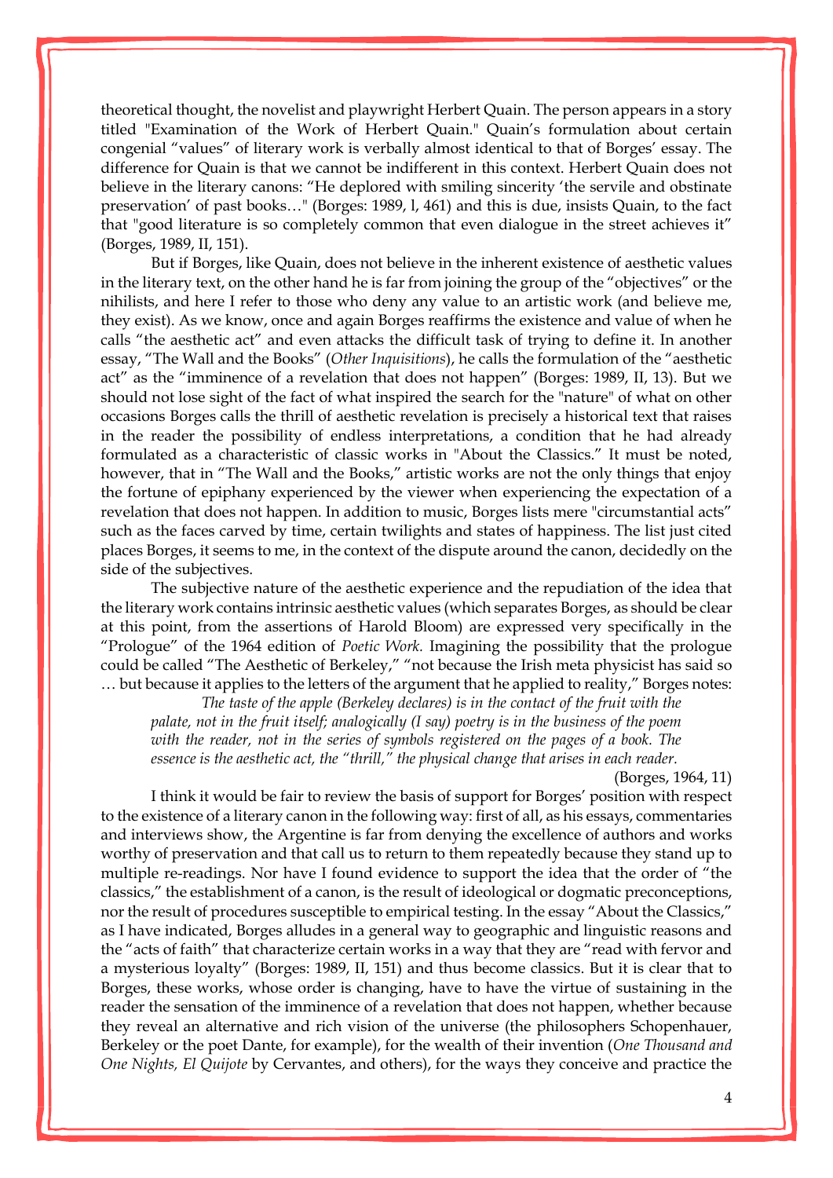theoretical thought, the novelist and playwright Herbert Quain. The person appears in a story titled "Examination of the Work of Herbert Quain." Quain's formulation about certain congenial "values" of literary work is verbally almost identical to that of Borges' essay. The difference for Quain is that we cannot be indifferent in this context. Herbert Quain does not believe in the literary canons: "He deplored with smiling sincerity 'the servile and obstinate preservation' of past books…" (Borges: 1989, l, 461) and this is due, insists Quain, to the fact that "good literature is so completely common that even dialogue in the street achieves it" (Borges, 1989, II, 151).

But if Borges, like Quain, does not believe in the inherent existence of aesthetic values in the literary text, on the other hand he is far from joining the group of the "objectives" or the nihilists, and here I refer to those who deny any value to an artistic work (and believe me, they exist). As we know, once and again Borges reaffirms the existence and value of when he calls "the aesthetic act" and even attacks the difficult task of trying to define it. In another essay, "The Wall and the Books" (*Other Inquisitions*), he calls the formulation of the "aesthetic act" as the "imminence of a revelation that does not happen" (Borges: 1989, II, 13). But we should not lose sight of the fact of what inspired the search for the "nature" of what on other occasions Borges calls the thrill of aesthetic revelation is precisely a historical text that raises in the reader the possibility of endless interpretations, a condition that he had already formulated as a characteristic of classic works in "About the Classics." It must be noted, however, that in "The Wall and the Books," artistic works are not the only things that enjoy the fortune of epiphany experienced by the viewer when experiencing the expectation of a revelation that does not happen. In addition to music, Borges lists mere "circumstantial acts" such as the faces carved by time, certain twilights and states of happiness. The list just cited places Borges, it seems to me, in the context of the dispute around the canon, decidedly on the side of the subjectives.

The subjective nature of the aesthetic experience and the repudiation of the idea that the literary work contains intrinsic aesthetic values (which separates Borges, as should be clear at this point, from the assertions of Harold Bloom) are expressed very specifically in the "Prologue" of the 1964 edition of *Poetic Work.* Imagining the possibility that the prologue could be called "The Aesthetic of Berkeley," "not because the Irish meta physicist has said so … but because it applies to the letters of the argument that he applied to reality," Borges notes:

> *The taste of the apple (Berkeley declares) is in the contact of the fruit with the palate, not in the fruit itself; analogically (I say) poetry is in the business of the poem with the reader, not in the series of symbols registered on the pages of a book. The essence is the aesthetic act, the "thrill," the physical change that arises in each reader.*
>
> (Borges, 1964, 11)

I think it would be fair to review the basis of support for Borges' position with respect to the existence of a literary canon in the following way: first of all, as his essays, commentaries and interviews show, the Argentine is far from denying the excellence of authors and works worthy of preservation and that call us to return to them repeatedly because they stand up to multiple re-readings. Nor have I found evidence to support the idea that the order of "the classics," the establishment of a canon, is the result of ideological or dogmatic preconceptions, nor the result of procedures susceptible to empirical testing. In the essay "About the Classics," as I have indicated, Borges alludes in a general way to geographic and linguistic reasons and the "acts of faith" that characterize certain works in a way that they are "read with fervor and a mysterious loyalty" (Borges: 1989, II, 151) and thus become classics. But it is clear that to Borges, these works, whose order is changing, have to have the virtue of sustaining in the reader the sensation of the imminence of a revelation that does not happen, whether because they reveal an alternative and rich vision of the universe (the philosophers Schopenhauer, Berkeley or the poet Dante, for example), for the wealth of their invention (*One Thousand and One Nights, El Quijote* by Cervantes, and others), for the ways they conceive and practice the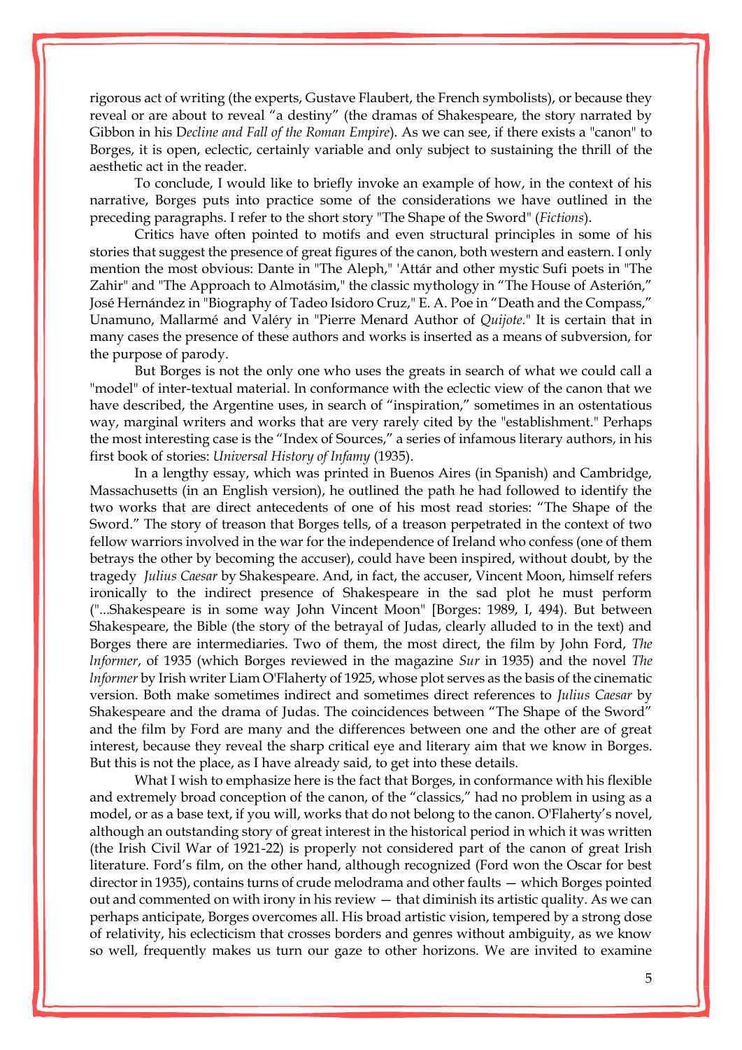rigorous act of writing (the experts, Gustave Flaubert, the French symbolists), or because they reveal or are about to reveal "a destiny" (the dramas of Shakespeare, the story narrated by Gibbon in his D*ecline and Fall of the Roman Empire*). As we can see, if there exists a "canon" to Borges, it is open, eclectic, certainly variable and only subject to sustaining the thrill of the aesthetic act in the reader.

To conclude, I would like to briefly invoke an example of how, in the context of his narrative, Borges puts into practice some of the considerations we have outlined in the preceding paragraphs. I refer to the short story "The Shape of the Sword" (*Fictions*).

Critics have often pointed to motifs and even structural principles in some of his stories that suggest the presence of great figures of the canon, both western and eastern. I only mention the most obvious: Dante in "The Aleph," 'Attár and other mystic Sufi poets in "The Zahir" and "The Approach to Almotásim," the classic mythology in "The House of Asterión," José Hernández in "Biography of Tadeo Isidoro Cruz," E. A. Poe in "Death and the Compass," Unamuno, Mallarmé and Valéry in "Pierre Menard Author of *Quijote*." It is certain that in many cases the presence of these authors and works is inserted as a means of subversion, for the purpose of parody.

But Borges is not the only one who uses the greats in search of what we could call a "model" of inter-textual material. In conformance with the eclectic view of the canon that we have described, the Argentine uses, in search of "inspiration," sometimes in an ostentatious way, marginal writers and works that are very rarely cited by the "establishment." Perhaps the most interesting case is the "Index of Sources," a series of infamous literary authors, in his first book of stories: *Universal History of Infamy* (1935).

In a lengthy essay, which was printed in Buenos Aires (in Spanish) and Cambridge, Massachusetts (in an English version), he outlined the path he had followed to identify the two works that are direct antecedents of one of his most read stories: "The Shape of the Sword." The story of treason that Borges tells, of a treason perpetrated in the context of two fellow warriors involved in the war for the independence of Ireland who confess (one of them betrays the other by becoming the accuser), could have been inspired, without doubt, by the tragedy *Julius Caesar* by Shakespeare. And, in fact, the accuser, Vincent Moon, himself refers ironically to the indirect presence of Shakespeare in the sad plot he must perform ("...Shakespeare is in some way John Vincent Moon" [Borges: 1989, I, 494). But between Shakespeare, the Bible (the story of the betrayal of Judas, clearly alluded to in the text) and Borges there are intermediaries. Two of them, the most direct, the film by John Ford, *The lnformer*, of 1935 (which Borges reviewed in the magazine *Sur* in 1935) and the novel *The lnformer* by Irish writer Liam O'Flaherty of 1925, whose plot serves as the basis of the cinematic version. Both make sometimes indirect and sometimes direct references to *Julius Caesar* by Shakespeare and the drama of Judas. The coincidences between "The Shape of the Sword" and the film by Ford are many and the differences between one and the other are of great interest, because they reveal the sharp critical eye and literary aim that we know in Borges. But this is not the place, as I have already said, to get into these details.

What I wish to emphasize here is the fact that Borges, in conformance with his flexible and extremely broad conception of the canon, of the "classics," had no problem in using as a model, or as a base text, if you will, works that do not belong to the canon. O'Flaherty's novel, although an outstanding story of great interest in the historical period in which it was written (the Irish Civil War of 1921-22) is properly not considered part of the canon of great Irish literature. Ford's film, on the other hand, although recognized (Ford won the Oscar for best director in 1935), contains turns of crude melodrama and other faults — which Borges pointed out and commented on with irony in his review — that diminish its artistic quality. As we can perhaps anticipate, Borges overcomes all. His broad artistic vision, tempered by a strong dose of relativity, his eclecticism that crosses borders and genres without ambiguity, as we know so well, frequently makes us turn our gaze to other horizons. We are invited to examine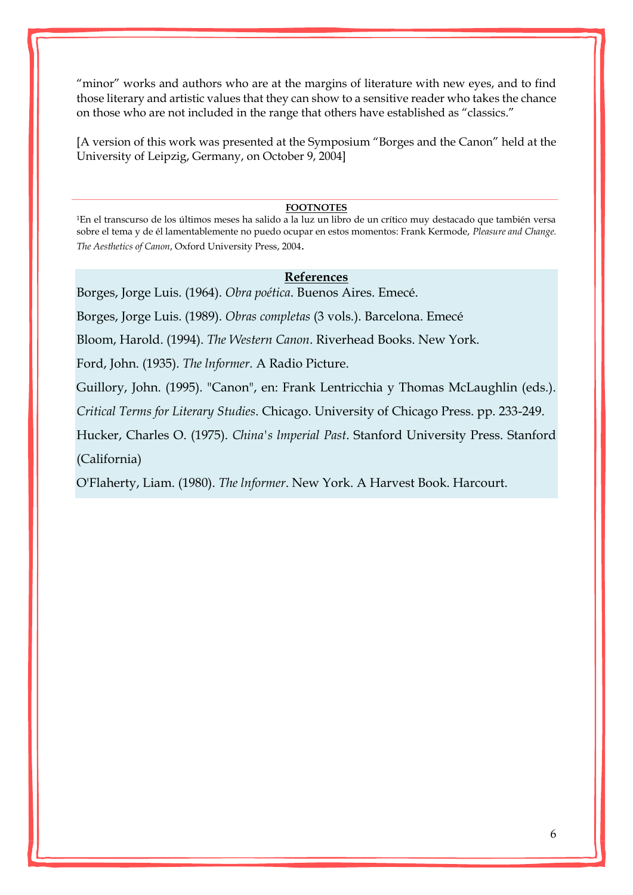"minor" works and authors who are at the margins of literature with new eyes, and to find those literary and artistic values that they can show to a sensitive reader who takes the chance on those who are not included in the range that others have established as "classics."

[A version of this work was presented at the Symposium "Borges and the Canon" held at the University of Leipzig, Germany, on October 9, 2004]

---

**FOOTNOTES**

[1]En el transcurso de los últimos meses ha salido a la luz un libro de un crítico muy destacado que también versa sobre el tema y de él lamentablemente no puedo ocupar en estos momentos: Frank Kermode, *Pleasure and Change. The Aesthetics of Canon*, Oxford University Press, 2004.

## References

Borges, Jorge Luis. (1964). *Obra poética*. Buenos Aires. Emecé.

Borges, Jorge Luis. (1989). *Obras completas* (3 vols.). Barcelona. Emecé

Bloom, Harold. (1994). *The Western Canon*. Riverhead Books. New York.

Ford, John. (1935). *The lnformer.* A Radio Picture.

Guillory, John. (1995). "Canon", en: Frank Lentricchia y Thomas McLaughlin (eds.). *Critical Terms for Literary Studies*. Chicago. University of Chicago Press. pp. 233-249.

Hucker, Charles O. (1975). *China's lmperial Past*. Stanford University Press. Stanford (California)

O'Flaherty, Liam. (1980). *The lnformer*. New York. A Harvest Book. Harcourt.